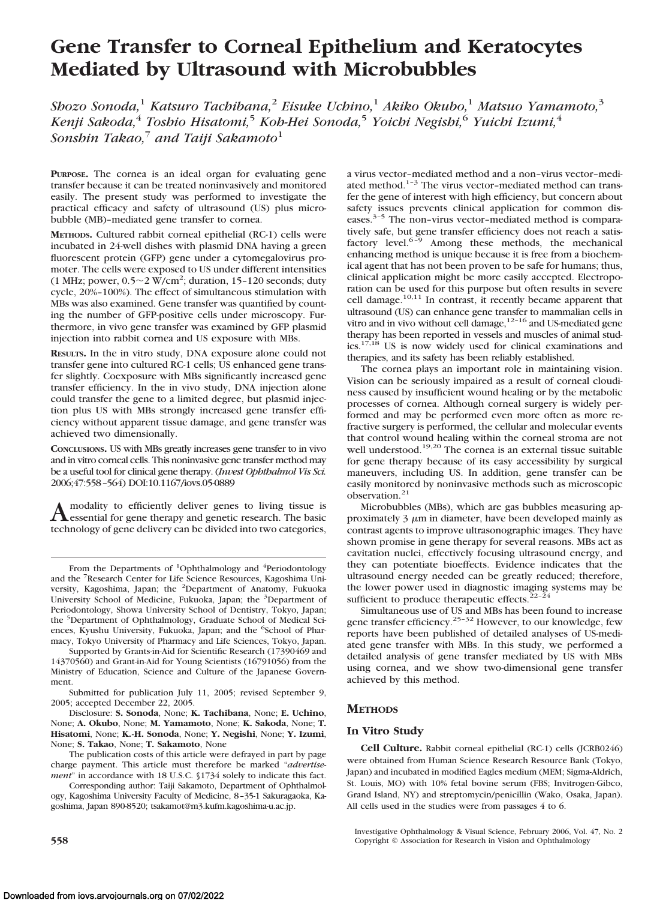# Gene Transfer to Corneal Epithelium and Keratocytes Mediated by Ultrasound with Microbubbles

*Shozo Sonoda,[1] Katsuro Tachibana,[2] Eisuke Uchino,[1] Akiko Okubo,[1] Matsuo Yamamoto,[3] Kenji Sakoda,[4] Toshio Hisatomi,[5] Koh-Hei Sonoda,[5] Yoichi Negishi,[6] Yuichi Izumi,[4] Sonshin Takao,[7] and Taiji Sakamoto[1]*

**PURPOSE.** The cornea is an ideal organ for evaluating gene transfer because it can be treated noninvasively and monitored easily. The present study was performed to investigate the practical efficacy and safety of ultrasound (US) plus microbubble (MB)–mediated gene transfer to cornea.

**METHODS.** Cultured rabbit corneal epithelial (RC-1) cells were incubated in 24-well dishes with plasmid DNA having a green fluorescent protein (GFP) gene under a cytomegalovirus promoter. The cells were exposed to US under different intensities (1 MHz; power, $0.5{\sim}2$ W/cm$^2$; duration, 15–120 seconds; duty cycle, 20%–100%). The effect of simultaneous stimulation with MBs was also examined. Gene transfer was quantified by counting the number of GFP-positive cells under microscopy. Furthermore, in vivo gene transfer was examined by GFP plasmid injection into rabbit cornea and US exposure with MBs.

**RESULTS.** In the in vitro study, DNA exposure alone could not transfer gene into cultured RC-1 cells; US enhanced gene transfer slightly. Coexposure with MBs significantly increased gene transfer efficiency. In the in vivo study, DNA injection alone could transfer the gene to a limited degree, but plasmid injection plus US with MBs strongly increased gene transfer efficiency without apparent tissue damage, and gene transfer was achieved two dimensionally.

**CONCLUSIONS.** US with MBs greatly increases gene transfer to in vivo and in vitro corneal cells. This noninvasive gene transfer method may be a useful tool for clinical gene therapy. (*Invest Ophthalmol Vis Sci.* 2006;47:558–564) DOI:10.1167/iovs.05-0889

A modality to efficiently deliver genes to living tissue is essential for gene therapy and genetic research. The basic technology of gene delivery can be divided into two categories, a virus vector–mediated method and a non–virus vector–mediated method.[1–3] The virus vector–mediated method can transfer the gene of interest with high efficiency, but concern about safety issues prevents clinical application for common diseases.[3–5] The non–virus vector–mediated method is comparatively safe, but gene transfer efficiency does not reach a satisfactory level.[6–9] Among these methods, the mechanical enhancing method is unique because it is free from a biochemical agent that has not been proven to be safe for humans; thus, clinical application might be more easily accepted. Electroporation can be used for this purpose but often results in severe cell damage.[10,11] In contrast, it recently became apparent that ultrasound (US) can enhance gene transfer to mammalian cells in vitro and in vivo without cell damage,[12–16] and US-mediated gene therapy has been reported in vessels and muscles of animal studies.[17,18] US is now widely used for clinical examinations and therapies, and its safety has been reliably established.

The cornea plays an important role in maintaining vision. Vision can be seriously impaired as a result of corneal cloudiness caused by insufficient wound healing or by the metabolic processes of cornea. Although corneal surgery is widely performed and may be performed even more often as more refractive surgery is performed, the cellular and molecular events that control wound healing within the corneal stroma are not well understood.[19,20] The cornea is an external tissue suitable for gene therapy because of its easy accessibility by surgical maneuvers, including US. In addition, gene transfer can be easily monitored by noninvasive methods such as microscopic observation.[21]

Microbubbles (MBs), which are gas bubbles measuring approximately 3 $\mu$m in diameter, have been developed mainly as contrast agents to improve ultrasonographic images. They have shown promise in gene therapy for several reasons. MBs act as cavitation nuclei, effectively focusing ultrasound energy, and they can potentiate bioeffects. Evidence indicates that the ultrasound energy needed can be greatly reduced; therefore, the lower power used in diagnostic imaging systems may be sufficient to produce therapeutic effects.[22–24]

Simultaneous use of US and MBs has been found to increase gene transfer efficiency.[25–32] However, to our knowledge, few reports have been published of detailed analyses of US-mediated gene transfer with MBs. In this study, we performed a detailed analysis of gene transfer mediated by US with MBs using cornea, and we show two-dimensional gene transfer achieved by this method.

## METHODS

### In Vitro Study

**Cell Culture.** Rabbit corneal epithelial (RC-1) cells (JCRB0246) were obtained from Human Science Research Resource Bank (Tokyo, Japan) and incubated in modified Eagles medium (MEM; Sigma-Aldrich, St. Louis, MO) with 10% fetal bovine serum (FBS; Invitrogen-Gibco, Grand Island, NY) and streptomycin/penicillin (Wako, Osaka, Japan). All cells used in the studies were from passages 4 to 6.

---

From the Departments of [1]Ophthalmology and [4]Periodontology and the [7]Research Center for Life Science Resources, Kagoshima University, Kagoshima, Japan; the [2]Department of Anatomy, Fukuoka University School of Medicine, Fukuoka, Japan; the [3]Department of Periodontology, Showa University School of Dentistry, Tokyo, Japan; the [5]Department of Ophthalmology, Graduate School of Medical Sciences, Kyushu University, Fukuoka, Japan; and the [6]School of Pharmacy, Tokyo University of Pharmacy and Life Sciences, Tokyo, Japan.

Supported by Grants-in-Aid for Scientific Research (17390469 and 14370560) and Grant-in-Aid for Young Scientists (16791056) from the Ministry of Education, Science and Culture of the Japanese Government.

Submitted for publication July 11, 2005; revised September 9, 2005; accepted December 22, 2005.

Disclosure: **S. Sonoda**, None; **K. Tachibana**, None; **E. Uchino**, None; **A. Okubo**, None; **M. Yamamoto**, None; **K. Sakoda**, None; **T. Hisatomi**, None; **K.-H. Sonoda**, None; **Y. Negishi**, None; **Y. Izumi**, None; **S. Takao**, None; **T. Sakamoto**, None

The publication costs of this article were defrayed in part by page charge payment. This article must therefore be marked "*advertisement*" in accordance with 18 U.S.C. §1734 solely to indicate this fact.

Corresponding author: Taiji Sakamoto, Department of Ophthalmology, Kagoshima University Faculty of Medicine, 8–35-1 Sakuragaoka, Kagoshima, Japan 890-8520; tsakamot@m3.kufm.kagoshima-u.ac.jp.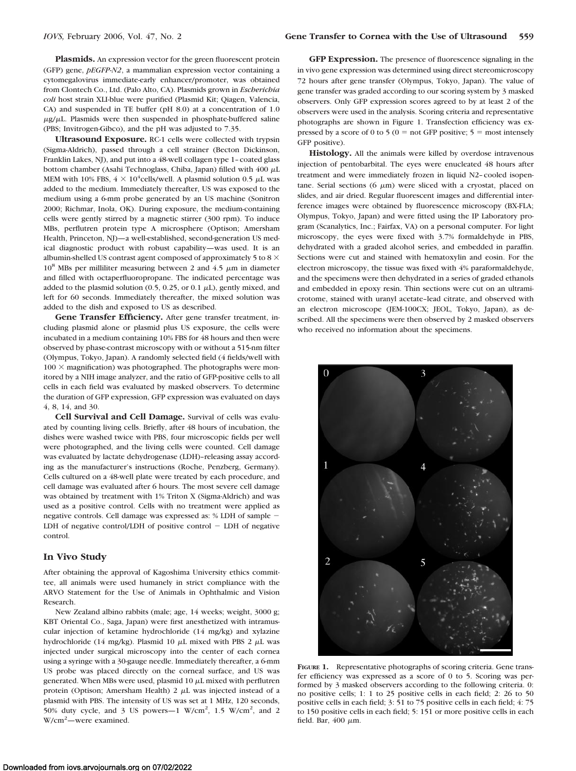**Plasmids.** An expression vector for the green fluorescent protein (GFP) gene, *pEGFP-N2*, a mammalian expression vector containing a cytomegalovirus immediate-early enhancer/promoter, was obtained from Clontech Co., Ltd. (Palo Alto, CA). Plasmids grown in *Escherichia coli* host strain XLI-blue were purified (Plasmid Kit; Qiagen, Valencia, CA) and suspended in TE buffer (pH 8.0) at a concentration of 1.0 $\mu$g/$\mu$L. Plasmids were then suspended in phosphate-buffered saline (PBS; Invitrogen-Gibco), and the pH was adjusted to 7.35.

**Ultrasound Exposure.** RC-1 cells were collected with trypsin (Sigma-Aldrich), passed through a cell strainer (Becton Dickinson, Franklin Lakes, NJ), and put into a 48-well collagen type 1–coated glass bottom chamber (Asahi Technoglass, Chiba, Japan) filled with 400 $\mu$L MEM with 10% FBS, $4 \times 10^4$cells/well. A plasmid solution 0.5 $\mu$L was added to the medium. Immediately thereafter, US was exposed to the medium using a 6-mm probe generated by an US machine (Sonitron 2000; Richmar, Inola, OK). During exposure, the medium-containing cells were gently stirred by a magnetic stirrer (300 rpm). To induce MBs, perflutren protein type A microsphere (Optison; Amersham Health, Princeton, NJ)—a well-established, second-generation US medical diagnostic product with robust capability—was used. It is an albumin-shelled US contrast agent composed of approximately 5 to $8 \times 10^8$ MBs per milliliter measuring between 2 and 4.5 $\mu$m in diameter and filled with octaperfluoropropane. The indicated percentage was added to the plasmid solution (0.5, 0.25, or 0.1 $\mu$L), gently mixed, and left for 60 seconds. Immediately thereafter, the mixed solution was added to the dish and exposed to US as described.

**Gene Transfer Efficiency.** After gene transfer treatment, including plasmid alone or plasmid plus US exposure, the cells were incubated in a medium containing 10% FBS for 48 hours and then were observed by phase-contrast microscopy with or without a 515-nm filter (Olympus, Tokyo, Japan). A randomly selected field (4 fields/well with $100 \times$ magnification) was photographed. The photographs were monitored by a NIH image analyzer, and the ratio of GFP-positive cells to all cells in each field was evaluated by masked observers. To determine the duration of GFP expression, GFP expression was evaluated on days 4, 8, 14, and 30.

**Cell Survival and Cell Damage.** Survival of cells was evaluated by counting living cells. Briefly, after 48 hours of incubation, the dishes were washed twice with PBS, four microscopic fields per well were photographed, and the living cells were counted. Cell damage was evaluated by lactate dehydrogenase (LDH)–releasing assay according as the manufacturer's instructions (Roche, Penzberg, Germany). Cells cultured on a 48-well plate were treated by each procedure, and cell damage was evaluated after 6 hours. The most severe cell damage was obtained by treatment with 1% Triton X (Sigma-Aldrich) and was used as a positive control. Cells with no treatment were applied as negative controls. Cell damage was expressed as: % LDH of sample − LDH of negative control/LDH of positive control − LDH of negative control.

## In Vivo Study

After obtaining the approval of Kagoshima University ethics committee, all animals were used humanely in strict compliance with the ARVO Statement for the Use of Animals in Ophthalmic and Vision Research.

New Zealand albino rabbits (male; age, 14 weeks; weight, 3000 g; KBT Oriental Co., Saga, Japan) were first anesthetized with intramuscular injection of ketamine hydrochloride (14 mg/kg) and xylazine hydrochloride (14 mg/kg). Plasmid 10 $\mu$L mixed with PBS 2 $\mu$L was injected under surgical microscopy into the center of each cornea using a syringe with a 30-gauge needle. Immediately thereafter, a 6-mm US probe was placed directly on the corneal surface, and US was generated. When MBs were used, plasmid 10 $\mu$L mixed with perflutren protein (Optison; Amersham Health) 2 $\mu$L was injected instead of a plasmid with PBS. The intensity of US was set at 1 MHz, 120 seconds, 50% duty cycle, and 3 US powers—1 W/cm$^2$, 1.5 W/cm$^2$, and 2 W/cm$^2$—were examined.

**GFP Expression.** The presence of fluorescence signaling in the in vivo gene expression was determined using direct stereomicroscopy 72 hours after gene transfer (Olympus, Tokyo, Japan). The value of gene transfer was graded according to our scoring system by 3 masked observers. Only GFP expression scores agreed to by at least 2 of the observers were used in the analysis. Scoring criteria and representative photographs are shown in Figure 1. Transfection efficiency was expressed by a score of 0 to 5 (0 = not GFP positive; 5 = most intensely GFP positive).

**Histology.** All the animals were killed by overdose intravenous injection of pentobarbital. The eyes were enucleated 48 hours after treatment and were immediately frozen in liquid N2–cooled isopentane. Serial sections (6 $\mu$m) were sliced with a cryostat, placed on slides, and air dried. Regular fluorescent images and differential interference images were obtained by fluorescence microscopy (BX-FLA; Olympus, Tokyo, Japan) and were fitted using the IP Laboratory program (Scanalytics, Inc.; Fairfax, VA) on a personal computer. For light microscopy, the eyes were fixed with 3.7% formaldehyde in PBS, dehydrated with a graded alcohol series, and embedded in paraffin. Sections were cut and stained with hematoxylin and eosin. For the electron microscopy, the tissue was fixed with 4% paraformaldehyde, and the specimens were then dehydrated in a series of graded ethanols and embedded in epoxy resin. Thin sections were cut on an ultramicrotome, stained with uranyl acetate–lead citrate, and observed with an electron microscope (JEM-100CX; JEOL, Tokyo, Japan), as described. All the specimens were then observed by 2 masked observers who received no information about the specimens.

**FIGURE 1.** Representative photographs of scoring criteria. Gene transfer efficiency was expressed as a score of 0 to 5. Scoring was performed by 3 masked observers according to the following criteria. 0: no positive cells; 1: 1 to 25 positive cells in each field; 2: 26 to 50 positive cells in each field; 3: 51 to 75 positive cells in each field; 4: 75 to 150 positive cells in each field; 5: 151 or more positive cells in each field. Bar, 400 $\mu$m.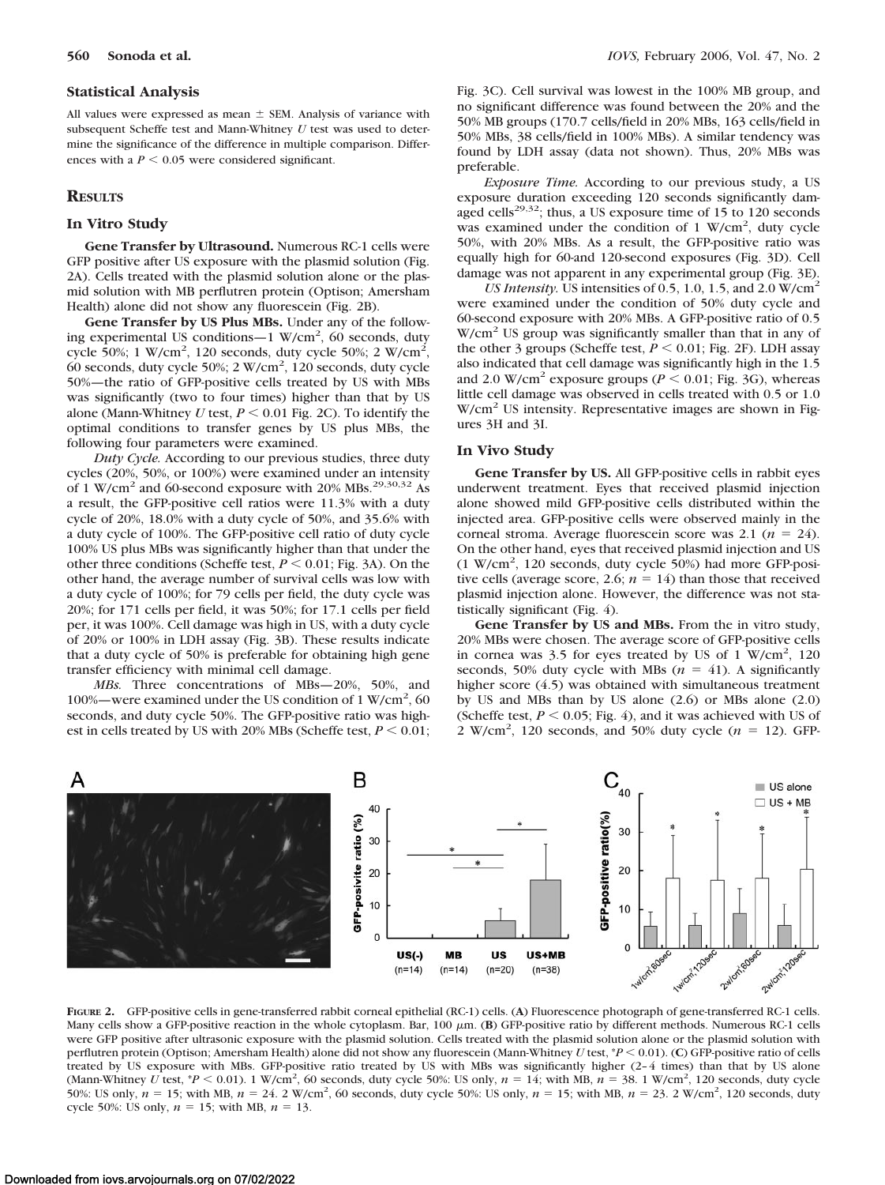### Statistical Analysis

All values were expressed as mean ± SEM. Analysis of variance with subsequent Scheffe test and Mann-Whitney $U$ test was used to determine the significance of the difference in multiple comparison. Differences with a $P < 0.05$ were considered significant.

## Results

### In Vitro Study

**Gene Transfer by Ultrasound.** Numerous RC-1 cells were GFP positive after US exposure with the plasmid solution (Fig. 2A). Cells treated with the plasmid solution alone or the plasmid solution with MB perflutren protein (Optison; Amersham Health) alone did not show any fluorescein (Fig. 2B).

**Gene Transfer by US Plus MBs.** Under any of the following experimental US conditions—1 W/cm$^2$, 60 seconds, duty cycle 50%; 1 W/cm$^2$, 120 seconds, duty cycle 50%; 2 W/cm$^2$, 60 seconds, duty cycle 50%; 2 W/cm$^2$, 120 seconds, duty cycle 50%—the ratio of GFP-positive cells treated by US with MBs was significantly (two to four times) higher than that by US alone (Mann-Whitney $U$ test, $P < 0.01$ Fig. 2C). To identify the optimal conditions to transfer genes by US plus MBs, the following four parameters were examined.

*Duty Cycle.* According to our previous studies, three duty cycles (20%, 50%, or 100%) were examined under an intensity of 1 W/cm$^2$ and 60-second exposure with 20% MBs.[29,30,32] As a result, the GFP-positive cell ratios were 11.3% with a duty cycle of 20%, 18.0% with a duty cycle of 50%, and 35.6% with a duty cycle of 100%. The GFP-positive cell ratio of duty cycle 100% US plus MBs was significantly higher than that under the other three conditions (Scheffe test, $P < 0.01$; Fig. 3A). On the other hand, the average number of survival cells was low with a duty cycle of 100%; for 79 cells per field, the duty cycle was 20%; for 171 cells per field, it was 50%; for 17.1 cells per field per, it was 100%. Cell damage was high in US, with a duty cycle of 20% or 100% in LDH assay (Fig. 3B). These results indicate that a duty cycle of 50% is preferable for obtaining high gene transfer efficiency with minimal cell damage.

*MBs.* Three concentrations of MBs—20%, 50%, and 100%—were examined under the US condition of 1 W/cm$^2$, 60 seconds, and duty cycle 50%. The GFP-positive ratio was highest in cells treated by US with 20% MBs (Scheffe test, $P < 0.01$; Fig. 3C). Cell survival was lowest in the 100% MB group, and no significant difference was found between the 20% and the 50% MB groups (170.7 cells/field in 20% MBs, 163 cells/field in 50% MBs, 38 cells/field in 100% MBs). A similar tendency was found by LDH assay (data not shown). Thus, 20% MBs was preferable.

*Exposure Time.* According to our previous study, a US exposure duration exceeding 120 seconds significantly damaged cells[29,32]; thus, a US exposure time of 15 to 120 seconds was examined under the condition of 1 W/cm$^2$, duty cycle 50%, with 20% MBs. As a result, the GFP-positive ratio was equally high for 60-and 120-second exposures (Fig. 3D). Cell damage was not apparent in any experimental group (Fig. 3E).

*US Intensity.* US intensities of 0.5, 1.0, 1.5, and 2.0 W/cm$^2$ were examined under the condition of 50% duty cycle and 60-second exposure with 20% MBs. A GFP-positive ratio of 0.5 W/cm$^2$ US group was significantly smaller than that in any of the other 3 groups (Scheffe test, $P < 0.01$; Fig. 2F). LDH assay also indicated that cell damage was significantly high in the 1.5 and 2.0 W/cm$^2$ exposure groups ($P < 0.01$; Fig. 3G), whereas little cell damage was observed in cells treated with 0.5 or 1.0 W/cm$^2$ US intensity. Representative images are shown in Figures 3H and 3I.

### In Vivo Study

**Gene Transfer by US.** All GFP-positive cells in rabbit eyes underwent treatment. Eyes that received plasmid injection alone showed mild GFP-positive cells distributed within the injected area. GFP-positive cells were observed mainly in the corneal stroma. Average fluorescein score was 2.1 ($n = 24$). On the other hand, eyes that received plasmid injection and US (1 W/cm$^2$, 120 seconds, duty cycle 50%) had more GFP-positive cells (average score, 2.6; $n = 14$) than those that received plasmid injection alone. However, the difference was not statistically significant (Fig. 4).

**Gene Transfer by US and MBs.** From the in vitro study, 20% MBs were chosen. The average score of GFP-positive cells in cornea was 3.5 for eyes treated by US of 1 W/cm$^2$, 120 seconds, 50% duty cycle with MBs ($n = 41$). A significantly higher score (4.5) was obtained with simultaneous treatment by US and MBs than by US alone (2.6) or MBs alone (2.0) (Scheffe test, $P < 0.05$; Fig. 4), and it was achieved with US of 2 W/cm$^2$, 120 seconds, and 50% duty cycle ($n = 12$). GFP-

**Figure 2.** GFP-positive cells in gene-transferred rabbit corneal epithelial (RC-1) cells. (**A**) Fluorescence photograph of gene-transferred RC-1 cells. Many cells show a GFP-positive reaction in the whole cytoplasm. Bar, 100 μm. (**B**) GFP-positive ratio by different methods. Numerous RC-1 cells were GFP positive after ultrasonic exposure with the plasmid solution. Cells treated with the plasmid solution alone or the plasmid solution with perflutren protein (Optison; Amersham Health) alone did not show any fluorescein (Mann-Whitney $U$ test, *$P < 0.01$). (**C**) GFP-positive ratio of cells treated by US exposure with MBs. GFP-positive ratio treated by US with MBs was significantly higher (2–4 times) than that by US alone (Mann-Whitney $U$ test, *$P < 0.01$). 1 W/cm$^2$, 60 seconds, duty cycle 50%: US only, $n = 14$; with MB, $n = 38$. 1 W/cm$^2$, 120 seconds, duty cycle 50%: US only, $n = 15$; with MB, $n = 24$. 2 W/cm$^2$, 60 seconds, duty cycle 50%: US only, $n = 15$; with MB, $n = 23$. 2 W/cm$^2$, 120 seconds, duty cycle 50%: US only, $n = 15$; with MB, $n = 13$.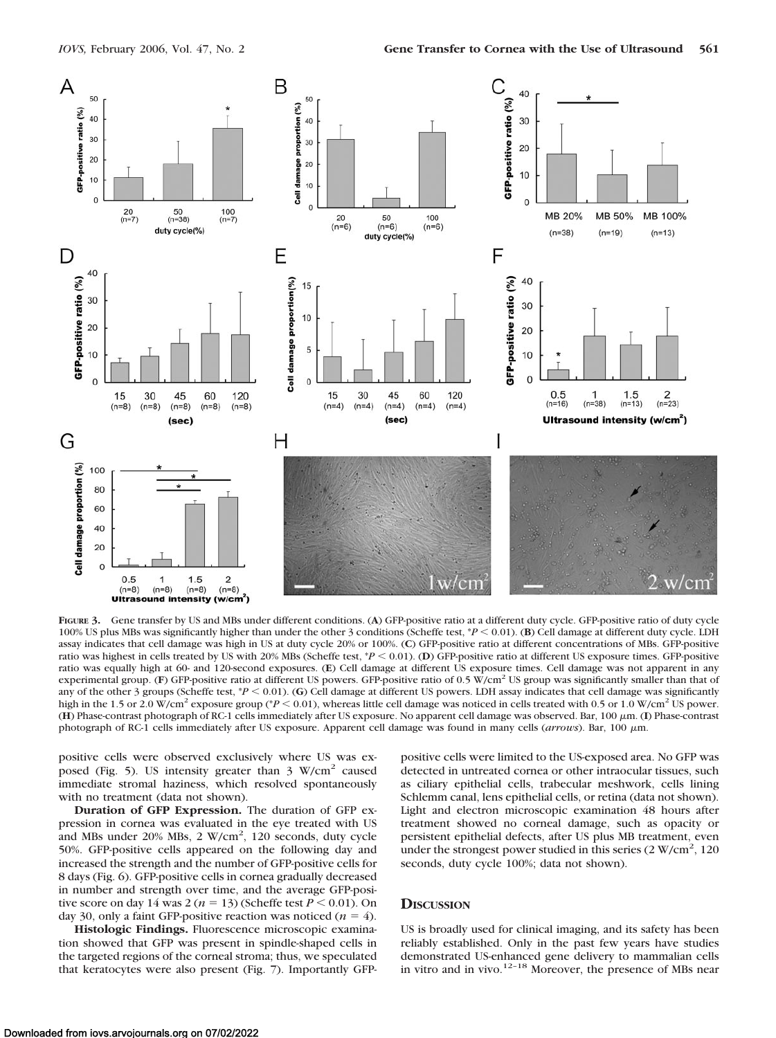**FIGURE 3.** Gene transfer by US and MBs under different conditions. (**A**) GFP-positive ratio at a different duty cycle. GFP-positive ratio of duty cycle 100% US plus MBs was significantly higher than under the other 3 conditions (Scheffe test, \*$P < 0.01$). (**B**) Cell damage at different duty cycle. LDH assay indicates that cell damage was high in US at duty cycle 20% or 100%. (**C**) GFP-positive ratio at different concentrations of MBs. GFP-positive ratio was highest in cells treated by US with 20% MBs (Scheffe test, \*$P < 0.01$). (**D**) GFP-positive ratio at different US exposure times. GFP-positive ratio was equally high at 60- and 120-second exposures. (**E**) Cell damage at different US exposure times. Cell damage was not apparent in any experimental group. (**F**) GFP-positive ratio at different US powers. GFP-positive ratio of 0.5 W/cm$^2$ US group was significantly smaller than that of any of the other 3 groups (Scheffe test, \*$P < 0.01$). (**G**) Cell damage at different US powers. LDH assay indicates that cell damage was significantly high in the 1.5 or 2.0 W/cm$^2$ exposure group (\*$P < 0.01$), whereas little cell damage was noticed in cells treated with 0.5 or 1.0 W/cm$^2$ US power. (**H**) Phase-contrast photograph of RC-1 cells immediately after US exposure. No apparent cell damage was observed. Bar, 100 μm. (**I**) Phase-contrast photograph of RC-1 cells immediately after US exposure. Apparent cell damage was found in many cells (*arrows*). Bar, 100 μm.

positive cells were observed exclusively where US was exposed (Fig. 5). US intensity greater than 3 W/cm$^2$ caused immediate stromal haziness, which resolved spontaneously with no treatment (data not shown).

**Duration of GFP Expression.** The duration of GFP expression in cornea was evaluated in the eye treated with US and MBs under 20% MBs, 2 W/cm$^2$, 120 seconds, duty cycle 50%. GFP-positive cells appeared on the following day and increased the strength and the number of GFP-positive cells for 8 days (Fig. 6). GFP-positive cells in cornea gradually decreased in number and strength over time, and the average GFP-positive score on day 14 was 2 ($n = 13$) (Scheffe test $P < 0.01$). On day 30, only a faint GFP-positive reaction was noticed ($n = 4$).

**Histologic Findings.** Fluorescence microscopic examination showed that GFP was present in spindle-shaped cells in the targeted regions of the corneal stroma; thus, we speculated that keratocytes were also present (Fig. 7). Importantly GFP-positive cells were limited to the US-exposed area. No GFP was detected in untreated cornea or other intraocular tissues, such as ciliary epithelial cells, trabecular meshwork, cells lining Schlemm canal, lens epithelial cells, or retina (data not shown). Light and electron microscopic examination 48 hours after treatment showed no corneal damage, such as opacity or persistent epithelial defects, after US plus MB treatment, even under the strongest power studied in this series (2 W/cm$^2$, 120 seconds, duty cycle 100%; data not shown).

## DISCUSSION

US is broadly used for clinical imaging, and its safety has been reliably established. Only in the past few years have studies demonstrated US-enhanced gene delivery to mammalian cells in vitro and in vivo.[12–18] Moreover, the presence of MBs near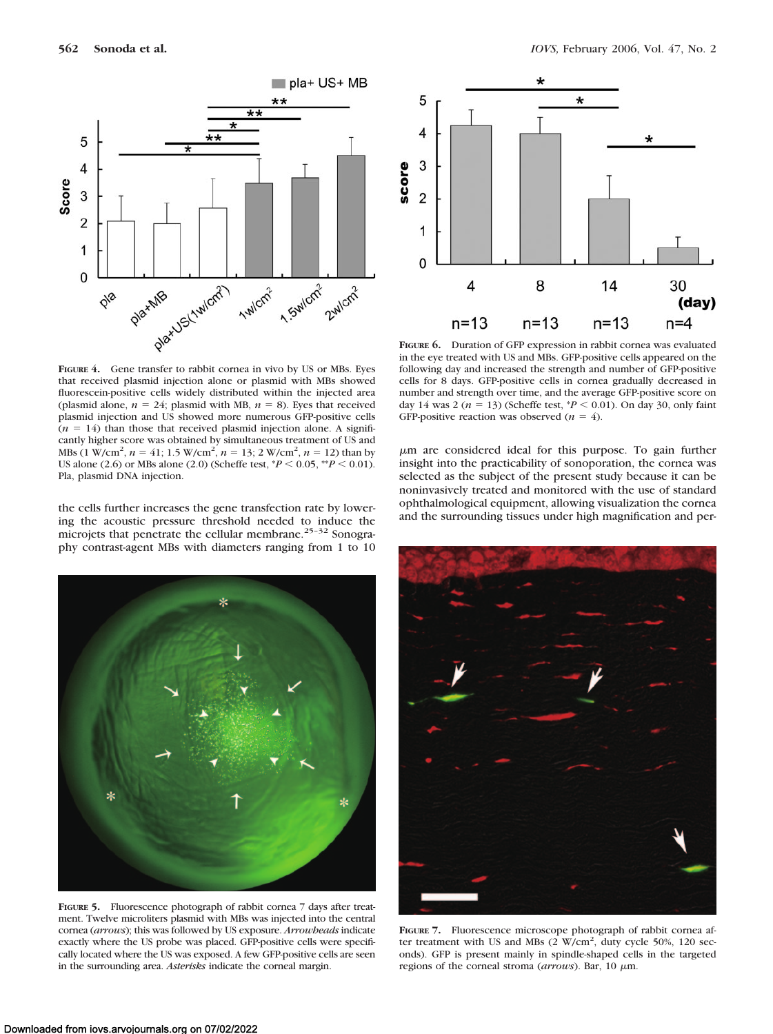**Figure 4.** Gene transfer to rabbit cornea in vivo by US or MBs. Eyes that received plasmid injection alone or plasmid with MBs showed fluorescein-positive cells widely distributed within the injected area (plasmid alone, $n = 24$; plasmid with MB, $n = 8$). Eyes that received plasmid injection and US showed more numerous GFP-positive cells ($n = 14$) than those that received plasmid injection alone. A significantly higher score was obtained by simultaneous treatment of US and MBs (1 W/cm$^2$, $n = 41$; 1.5 W/cm$^2$, $n = 13$; 2 W/cm$^2$, $n = 12$) than by US alone (2.6) or MBs alone (2.0) (Scheffe test, $^*P < 0.05$, $^{**}P < 0.01$). Pla, plasmid DNA injection.

**Figure 6.** Duration of GFP expression in rabbit cornea was evaluated in the eye treated with US and MBs. GFP-positive cells appeared on the following day and increased the strength and number of GFP-positive cells for 8 days. GFP-positive cells in cornea gradually decreased in number and strength over time, and the average GFP-positive score on day 14 was 2 ($n = 13$) (Scheffe test, $^*P < 0.01$). On day 30, only faint GFP-positive reaction was observed ($n = 4$).

the cells further increases the gene transfection rate by lowering the acoustic pressure threshold needed to induce the microjets that penetrate the cellular membrane.[25–32] Sonography contrast-agent MBs with diameters ranging from 1 to 10 $\mu$m are considered ideal for this purpose. To gain further insight into the practicability of sonoporation, the cornea was selected as the subject of the present study because it can be noninvasively treated and monitored with the use of standard ophthalmological equipment, allowing visualization the cornea and the surrounding tissues under high magnification and per-

**Figure 5.** Fluorescence photograph of rabbit cornea 7 days after treatment. Twelve microliters plasmid with MBs was injected into the central cornea (*arrows*); this was followed by US exposure. *Arrowheads* indicate exactly where the US probe was placed. GFP-positive cells were specifically located where the US was exposed. A few GFP-positive cells are seen in the surrounding area. *Asterisks* indicate the corneal margin.

**Figure 7.** Fluorescence microscope photograph of rabbit cornea after treatment with US and MBs (2 W/cm$^2$, duty cycle 50%, 120 seconds). GFP is present mainly in spindle-shaped cells in the targeted regions of the corneal stroma (*arrows*). Bar, 10 $\mu$m.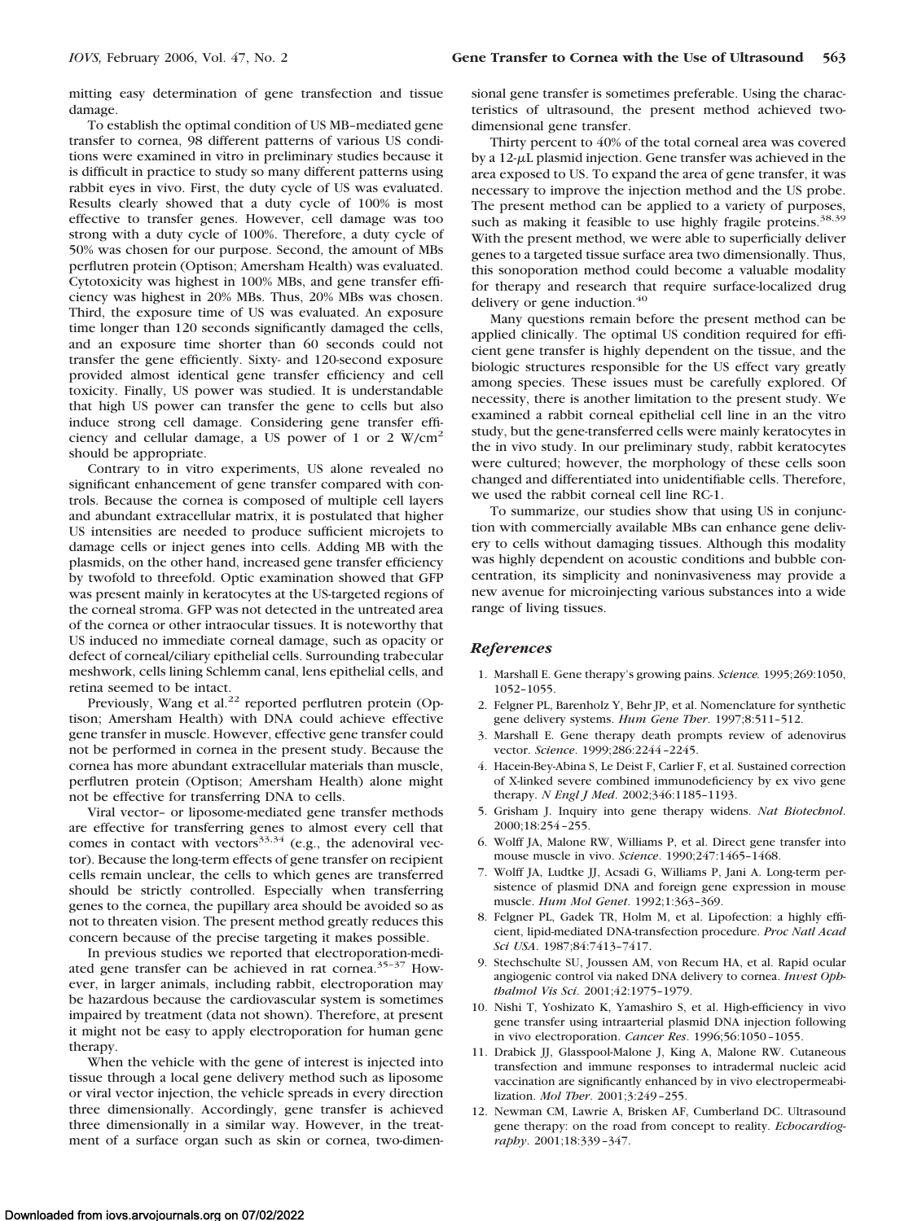mitting easy determination of gene transfection and tissue damage.

To establish the optimal condition of US MB–mediated gene transfer to cornea, 98 different patterns of various US conditions were examined in vitro in preliminary studies because it is difficult in practice to study so many different patterns using rabbit eyes in vivo. First, the duty cycle of US was evaluated. Results clearly showed that a duty cycle of 100% is most effective to transfer genes. However, cell damage was too strong with a duty cycle of 100%. Therefore, a duty cycle of 50% was chosen for our purpose. Second, the amount of MBs perflutren protein (Optison; Amersham Health) was evaluated. Cytotoxicity was highest in 100% MBs, and gene transfer efficiency was highest in 20% MBs. Thus, 20% MBs was chosen. Third, the exposure time of US was evaluated. An exposure time longer than 120 seconds significantly damaged the cells, and an exposure time shorter than 60 seconds could not transfer the gene efficiently. Sixty- and 120-second exposure provided almost identical gene transfer efficiency and cell toxicity. Finally, US power was studied. It is understandable that high US power can transfer the gene to cells but also induce strong cell damage. Considering gene transfer efficiency and cellular damage, a US power of 1 or 2 $W/cm^2$ should be appropriate.

Contrary to in vitro experiments, US alone revealed no significant enhancement of gene transfer compared with controls. Because the cornea is composed of multiple cell layers and abundant extracellular matrix, it is postulated that higher US intensities are needed to produce sufficient microjets to damage cells or inject genes into cells. Adding MB with the plasmids, on the other hand, increased gene transfer efficiency by twofold to threefold. Optic examination showed that GFP was present mainly in keratocytes at the US-targeted regions of the corneal stroma. GFP was not detected in the untreated area of the cornea or other intraocular tissues. It is noteworthy that US induced no immediate corneal damage, such as opacity or defect of corneal/ciliary epithelial cells. Surrounding trabecular meshwork, cells lining Schlemm canal, lens epithelial cells, and retina seemed to be intact.

Previously, Wang et al.[22] reported perflutren protein (Optison; Amersham Health) with DNA could achieve effective gene transfer in muscle. However, effective gene transfer could not be performed in cornea in the present study. Because the cornea has more abundant extracellular materials than muscle, perflutren protein (Optison; Amersham Health) alone might not be effective for transferring DNA to cells.

Viral vector– or liposome-mediated gene transfer methods are effective for transferring genes to almost every cell that comes in contact with vectors[33,34] (e.g., the adenoviral vector). Because the long-term effects of gene transfer on recipient cells remain unclear, the cells to which genes are transferred should be strictly controlled. Especially when transferring genes to the cornea, the pupillary area should be avoided so as not to threaten vision. The present method greatly reduces this concern because of the precise targeting it makes possible.

In previous studies we reported that electroporation-mediated gene transfer can be achieved in rat cornea.[35–37] However, in larger animals, including rabbit, electroporation may be hazardous because the cardiovascular system is sometimes impaired by treatment (data not shown). Therefore, at present it might not be easy to apply electroporation for human gene therapy.

When the vehicle with the gene of interest is injected into tissue through a local gene delivery method such as liposome or viral vector injection, the vehicle spreads in every direction three dimensionally. Accordingly, gene transfer is achieved three dimensionally in a similar way. However, in the treatment of a surface organ such as skin or cornea, two-dimensional gene transfer is sometimes preferable. Using the characteristics of ultrasound, the present method achieved two-dimensional gene transfer.

Thirty percent to 40% of the total corneal area was covered by a 12-μL plasmid injection. Gene transfer was achieved in the area exposed to US. To expand the area of gene transfer, it was necessary to improve the injection method and the US probe. The present method can be applied to a variety of purposes, such as making it feasible to use highly fragile proteins.[38,39] With the present method, we were able to superficially deliver genes to a targeted tissue surface area two dimensionally. Thus, this sonoporation method could become a valuable modality for therapy and research that require surface-localized drug delivery or gene induction.[40]

Many questions remain before the present method can be applied clinically. The optimal US condition required for efficient gene transfer is highly dependent on the tissue, and the biologic structures responsible for the US effect vary greatly among species. These issues must be carefully explored. Of necessity, there is another limitation to the present study. We examined a rabbit corneal epithelial cell line in an the vitro study, but the gene-transferred cells were mainly keratocytes in the in vivo study. In our preliminary study, rabbit keratocytes were cultured; however, the morphology of these cells soon changed and differentiated into unidentifiable cells. Therefore, we used the rabbit corneal cell line RC-1.

To summarize, our studies show that using US in conjunction with commercially available MBs can enhance gene delivery to cells without damaging tissues. Although this modality was highly dependent on acoustic conditions and bubble concentration, its simplicity and noninvasiveness may provide a new avenue for microinjecting various substances into a wide range of living tissues.

## References

1. Marshall E. Gene therapy's growing pains. *Science.* 1995;269:1050, 1052–1055.
2. Felgner PL, Barenholz Y, Behr JP, et al. Nomenclature for synthetic gene delivery systems. *Hum Gene Ther*. 1997;8:511–512.
3. Marshall E. Gene therapy death prompts review of adenovirus vector. *Science*. 1999;286:2244–2245.
4. Hacein-Bey-Abina S, Le Deist F, Carlier F, et al. Sustained correction of X-linked severe combined immunodeficiency by ex vivo gene therapy. *N Engl J Med*. 2002;346:1185–1193.
5. Grisham J. Inquiry into gene therapy widens. *Nat Biotechnol*. 2000;18:254–255.
6. Wolff JA, Malone RW, Williams P, et al. Direct gene transfer into mouse muscle in vivo. *Science*. 1990;247:1465–1468.
7. Wolff JA, Ludtke JJ, Acsadi G, Williams P, Jani A. Long-term persistence of plasmid DNA and foreign gene expression in mouse muscle. *Hum Mol Genet*. 1992;1:363–369.
8. Felgner PL, Gadek TR, Holm M, et al. Lipofection: a highly efficient, lipid-mediated DNA-transfection procedure. *Proc Natl Acad Sci USA*. 1987;84:7413–7417.
9. Stechschulte SU, Joussen AM, von Recum HA, et al. Rapid ocular angiogenic control via naked DNA delivery to cornea. *Invest Ophthalmol Vis Sci*. 2001;42:1975–1979.
10. Nishi T, Yoshizato K, Yamashiro S, et al. High-efficiency in vivo gene transfer using intraarterial plasmid DNA injection following in vivo electroporation. *Cancer Res*. 1996;56:1050–1055.
11. Drabick JJ, Glasspool-Malone J, King A, Malone RW. Cutaneous transfection and immune responses to intradermal nucleic acid vaccination are significantly enhanced by in vivo electropermeabilization. *Mol Ther*. 2001;3:249–255.
12. Newman CM, Lawrie A, Brisken AF, Cumberland DC. Ultrasound gene therapy: on the road from concept to reality. *Echocardiography*. 2001;18:339–347.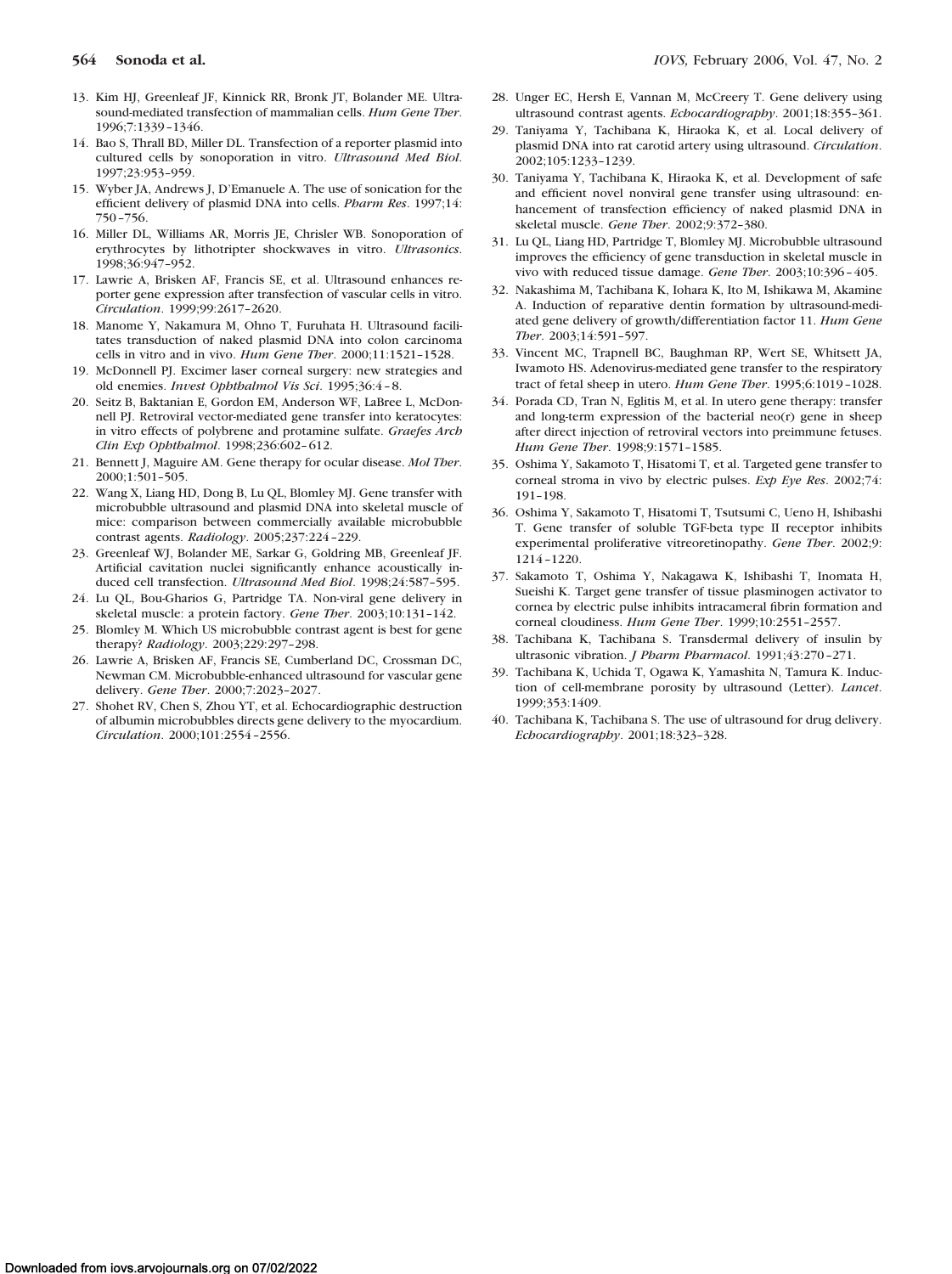13. Kim HJ, Greenleaf JF, Kinnick RR, Bronk JT, Bolander ME. Ultrasound-mediated transfection of mammalian cells. *Hum Gene Ther*. 1996;7:1339–1346.
14. Bao S, Thrall BD, Miller DL. Transfection of a reporter plasmid into cultured cells by sonoporation in vitro. *Ultrasound Med Biol*. 1997;23:953–959.
15. Wyber JA, Andrews J, D'Emanuele A. The use of sonication for the efficient delivery of plasmid DNA into cells. *Pharm Res*. 1997;14:750–756.
16. Miller DL, Williams AR, Morris JE, Chrisler WB. Sonoporation of erythrocytes by lithotripter shockwaves in vitro. *Ultrasonics*. 1998;36:947–952.
17. Lawrie A, Brisken AF, Francis SE, et al. Ultrasound enhances reporter gene expression after transfection of vascular cells in vitro. *Circulation*. 1999;99:2617–2620.
18. Manome Y, Nakamura M, Ohno T, Furuhata H. Ultrasound facilitates transduction of naked plasmid DNA into colon carcinoma cells in vitro and in vivo. *Hum Gene Ther*. 2000;11:1521–1528.
19. McDonnell PJ. Excimer laser corneal surgery: new strategies and old enemies. *Invest Ophthalmol Vis Sci*. 1995;36:4–8.
20. Seitz B, Baktanian E, Gordon EM, Anderson WF, LaBree L, McDonnell PJ. Retroviral vector-mediated gene transfer into keratocytes: in vitro effects of polybrene and protamine sulfate. *Graefes Arch Clin Exp Ophthalmol*. 1998;236:602–612.
21. Bennett J, Maguire AM. Gene therapy for ocular disease. *Mol Ther*. 2000;1:501–505.
22. Wang X, Liang HD, Dong B, Lu QL, Blomley MJ. Gene transfer with microbubble ultrasound and plasmid DNA into skeletal muscle of mice: comparison between commercially available microbubble contrast agents. *Radiology*. 2005;237:224–229.
23. Greenleaf WJ, Bolander ME, Sarkar G, Goldring MB, Greenleaf JF. Artificial cavitation nuclei significantly enhance acoustically induced cell transfection. *Ultrasound Med Biol*. 1998;24:587–595.
24. Lu QL, Bou-Gharios G, Partridge TA. Non-viral gene delivery in skeletal muscle: a protein factory. *Gene Ther*. 2003;10:131–142.
25. Blomley M. Which US microbubble contrast agent is best for gene therapy? *Radiology*. 2003;229:297–298.
26. Lawrie A, Brisken AF, Francis SE, Cumberland DC, Crossman DC, Newman CM. Microbubble-enhanced ultrasound for vascular gene delivery. *Gene Ther*. 2000;7:2023–2027.
27. Shohet RV, Chen S, Zhou YT, et al. Echocardiographic destruction of albumin microbubbles directs gene delivery to the myocardium. *Circulation*. 2000;101:2554–2556.
28. Unger EC, Hersh E, Vannan M, McCreery T. Gene delivery using ultrasound contrast agents. *Echocardiography*. 2001;18:355–361.
29. Taniyama Y, Tachibana K, Hiraoka K, et al. Local delivery of plasmid DNA into rat carotid artery using ultrasound. *Circulation*. 2002;105:1233–1239.
30. Taniyama Y, Tachibana K, Hiraoka K, et al. Development of safe and efficient novel nonviral gene transfer using ultrasound: enhancement of transfection efficiency of naked plasmid DNA in skeletal muscle. *Gene Ther*. 2002;9:372–380.
31. Lu QL, Liang HD, Partridge T, Blomley MJ. Microbubble ultrasound improves the efficiency of gene transduction in skeletal muscle in vivo with reduced tissue damage. *Gene Ther*. 2003;10:396–405.
32. Nakashima M, Tachibana K, Iohara K, Ito M, Ishikawa M, Akamine A. Induction of reparative dentin formation by ultrasound-mediated gene delivery of growth/differentiation factor 11. *Hum Gene Ther*. 2003;14:591–597.
33. Vincent MC, Trapnell BC, Baughman RP, Wert SE, Whitsett JA, Iwamoto HS. Adenovirus-mediated gene transfer to the respiratory tract of fetal sheep in utero. *Hum Gene Ther*. 1995;6:1019–1028.
34. Porada CD, Tran N, Eglitis M, et al. In utero gene therapy: transfer and long-term expression of the bacterial neo(r) gene in sheep after direct injection of retroviral vectors into preimmune fetuses. *Hum Gene Ther*. 1998;9:1571–1585.
35. Oshima Y, Sakamoto T, Hisatomi T, et al. Targeted gene transfer to corneal stroma in vivo by electric pulses. *Exp Eye Res*. 2002;74:191–198.
36. Oshima Y, Sakamoto T, Hisatomi T, Tsutsumi C, Ueno H, Ishibashi T. Gene transfer of soluble TGF-beta type II receptor inhibits experimental proliferative vitreoretinopathy. *Gene Ther*. 2002;9:1214–1220.
37. Sakamoto T, Oshima Y, Nakagawa K, Ishibashi T, Inomata H, Sueishi K. Target gene transfer of tissue plasminogen activator to cornea by electric pulse inhibits intracameral fibrin formation and corneal cloudiness. *Hum Gene Ther*. 1999;10:2551–2557.
38. Tachibana K, Tachibana S. Transdermal delivery of insulin by ultrasonic vibration. *J Pharm Pharmacol*. 1991;43:270–271.
39. Tachibana K, Uchida T, Ogawa K, Yamashita N, Tamura K. Induction of cell-membrane porosity by ultrasound (Letter). *Lancet*. 1999;353:1409.
40. Tachibana K, Tachibana S. The use of ultrasound for drug delivery. *Echocardiography*. 2001;18:323–328.